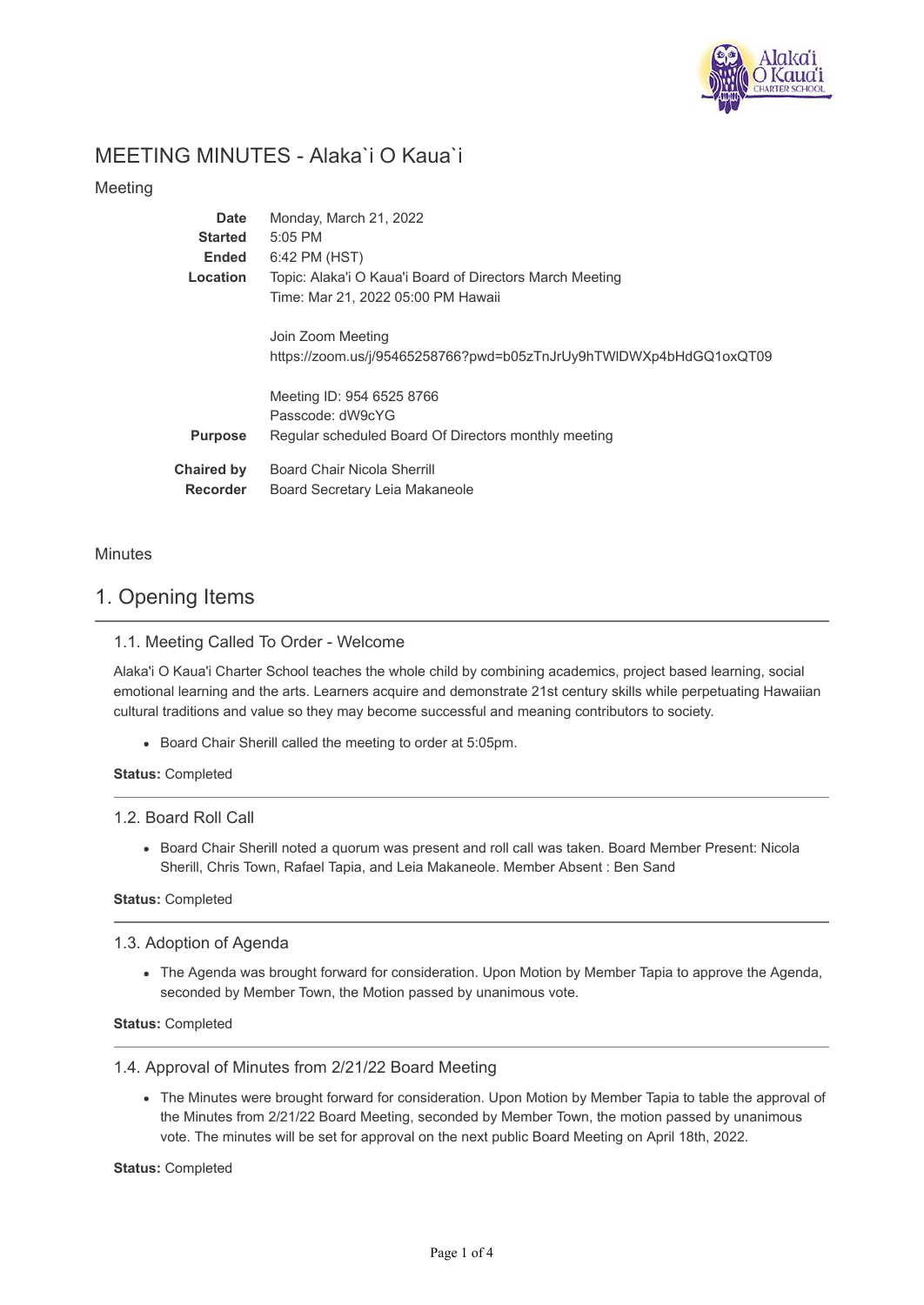# MEETING MINUTES - Alaka`i O Kaua`i

## Meeting

| | |
|---|---|
| **Date** | Monday, March 21, 2022 |
| **Started** | 5:05 PM |
| **Ended** | 6:42 PM (HST) |
| **Location** | Topic: Alaka'i O Kaua'i Board of Directors March Meeting<br>Time: Mar 21, 2022 05:00 PM Hawaii<br><br>Join Zoom Meeting<br>https://zoom.us/j/95465258766?pwd=b05zTnJrUy9hTWlDWXp4bHdGQ1oxQT09<br><br>Meeting ID: 954 6525 8766<br>Passcode: dW9cYG |
| **Purpose** | Regular scheduled Board Of Directors monthly meeting |
| **Chaired by** | Board Chair Nicola Sherrill |
| **Recorder** | Board Secretary Leia Makaneole |

## Minutes

# 1. Opening Items

### 1.1. Meeting Called To Order - Welcome

Alaka'i O Kaua'i Charter School teaches the whole child by combining academics, project based learning, social emotional learning and the arts. Learners acquire and demonstrate 21st century skills while perpetuating Hawaiian cultural traditions and value so they may become successful and meaning contributors to society.

- Board Chair Sherill called the meeting to order at 5:05pm.

**Status:** Completed

### 1.2. Board Roll Call

- Board Chair Sherill noted a quorum was present and roll call was taken. Board Member Present: Nicola Sherill, Chris Town, Rafael Tapia, and Leia Makaneole. Member Absent : Ben Sand

**Status:** Completed

### 1.3. Adoption of Agenda

- The Agenda was brought forward for consideration. Upon Motion by Member Tapia to approve the Agenda, seconded by Member Town, the Motion passed by unanimous vote.

**Status:** Completed

### 1.4. Approval of Minutes from 2/21/22 Board Meeting

- The Minutes were brought forward for consideration. Upon Motion by Member Tapia to table the approval of the Minutes from 2/21/22 Board Meeting, seconded by Member Town, the motion passed by unanimous vote. The minutes will be set for approval on the next public Board Meeting on April 18th, 2022.

**Status:** Completed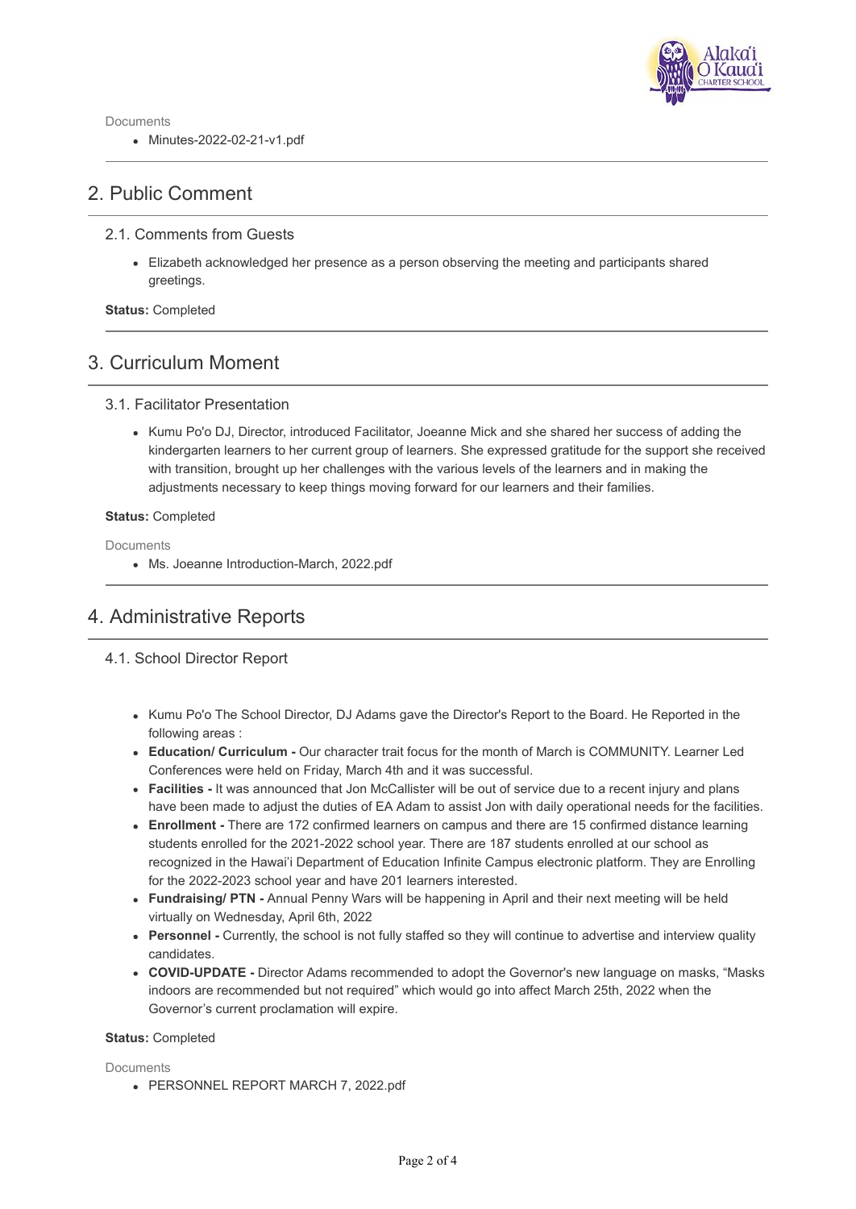Documents

- Minutes-2022-02-21-v1.pdf

## 2. Public Comment

### 2.1. Comments from Guests

- Elizabeth acknowledged her presence as a person observing the meeting and participants shared greetings.

**Status:** Completed

## 3. Curriculum Moment

### 3.1. Facilitator Presentation

- Kumu Po'o DJ, Director, introduced Facilitator, Joeanne Mick and she shared her success of adding the kindergarten learners to her current group of learners. She expressed gratitude for the support she received with transition, brought up her challenges with the various levels of the learners and in making the adjustments necessary to keep things moving forward for our learners and their families.

**Status:** Completed

Documents

- Ms. Joeanne Introduction-March, 2022.pdf

## 4. Administrative Reports

### 4.1. School Director Report

- Kumu Po'o The School Director, DJ Adams gave the Director's Report to the Board. He Reported in the following areas :
- **Education/ Curriculum -** Our character trait focus for the month of March is COMMUNITY. Learner Led Conferences were held on Friday, March 4th and it was successful.
- **Facilities -** It was announced that Jon McCallister will be out of service due to a recent injury and plans have been made to adjust the duties of EA Adam to assist Jon with daily operational needs for the facilities.
- **Enrollment -** There are 172 confirmed learners on campus and there are 15 confirmed distance learning students enrolled for the 2021-2022 school year. There are 187 students enrolled at our school as recognized in the Hawai'i Department of Education Infinite Campus electronic platform. They are Enrolling for the 2022-2023 school year and have 201 learners interested.
- **Fundraising/ PTN -** Annual Penny Wars will be happening in April and their next meeting will be held virtually on Wednesday, April 6th, 2022
- **Personnel -** Currently, the school is not fully staffed so they will continue to advertise and interview quality candidates.
- **COVID-UPDATE -** Director Adams recommended to adopt the Governor's new language on masks, "Masks indoors are recommended but not required" which would go into affect March 25th, 2022 when the Governor's current proclamation will expire.

**Status:** Completed

Documents

- PERSONNEL REPORT MARCH 7, 2022.pdf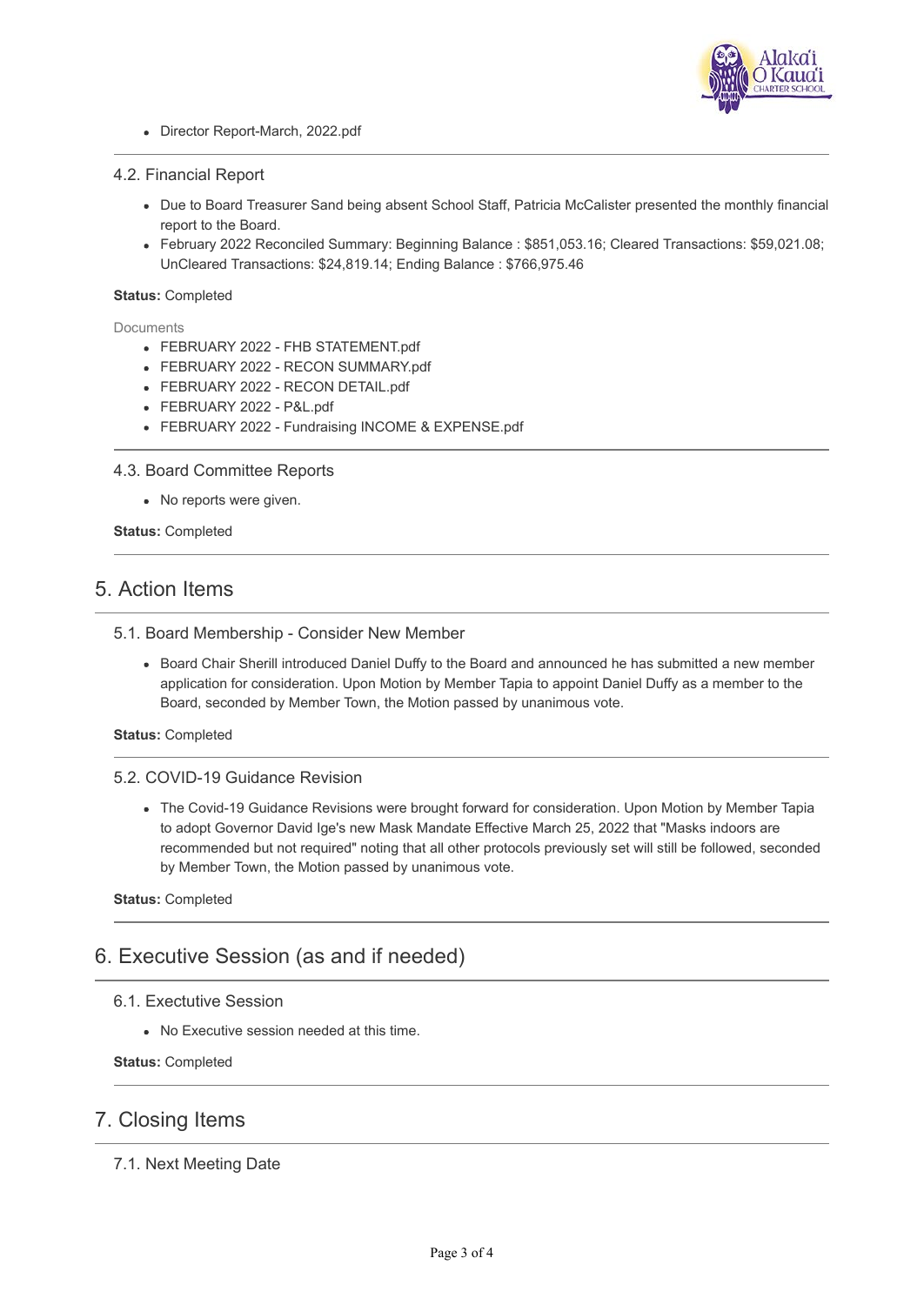- Director Report-March, 2022.pdf

### 4.2. Financial Report

- Due to Board Treasurer Sand being absent School Staff, Patricia McCalister presented the monthly financial report to the Board.
- February 2022 Reconciled Summary: Beginning Balance : $851,053.16; Cleared Transactions: $59,021.08; UnCleared Transactions: $24,819.14; Ending Balance : $766,975.46

**Status:** Completed

Documents

- FEBRUARY 2022 - FHB STATEMENT.pdf
- FEBRUARY 2022 - RECON SUMMARY.pdf
- FEBRUARY 2022 - RECON DETAIL.pdf
- FEBRUARY 2022 - P&L.pdf
- FEBRUARY 2022 - Fundraising INCOME & EXPENSE.pdf

### 4.3. Board Committee Reports

- No reports were given.

**Status:** Completed

## 5. Action Items

### 5.1. Board Membership - Consider New Member

- Board Chair Sherill introduced Daniel Duffy to the Board and announced he has submitted a new member application for consideration. Upon Motion by Member Tapia to appoint Daniel Duffy as a member to the Board, seconded by Member Town, the Motion passed by unanimous vote.

**Status:** Completed

### 5.2. COVID-19 Guidance Revision

- The Covid-19 Guidance Revisions were brought forward for consideration. Upon Motion by Member Tapia to adopt Governor David Ige's new Mask Mandate Effective March 25, 2022 that "Masks indoors are recommended but not required" noting that all other protocols previously set will still be followed, seconded by Member Town, the Motion passed by unanimous vote.

**Status:** Completed

## 6. Executive Session (as and if needed)

### 6.1. Exectutive Session

- No Executive session needed at this time.

**Status:** Completed

## 7. Closing Items

### 7.1. Next Meeting Date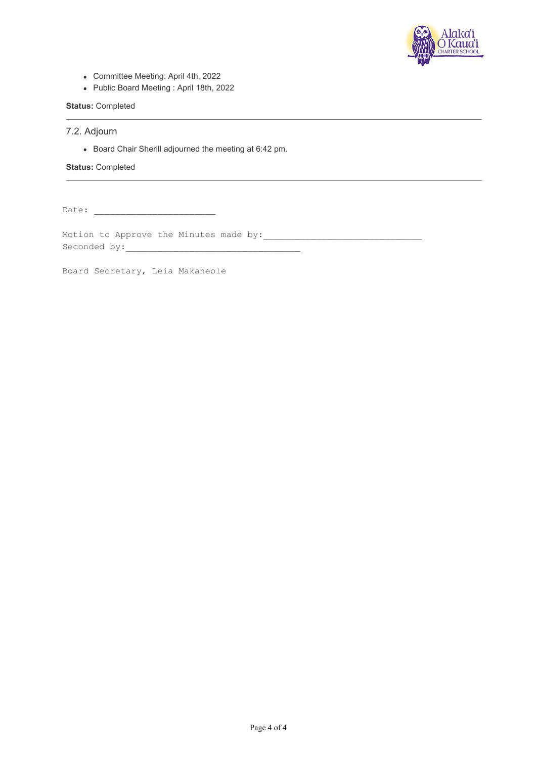- Committee Meeting: April 4th, 2022
- Public Board Meeting : April 18th, 2022

**Status:** Completed

---

### 7.2. Adjourn

- Board Chair Sherill adjourned the meeting at 6:42 pm.

**Status:** Completed

---

Date: ________________________

Motion to Approve the Minutes made by:_______________________________

Seconded by:__________________________________

Board Secretary, Leia Makaneole